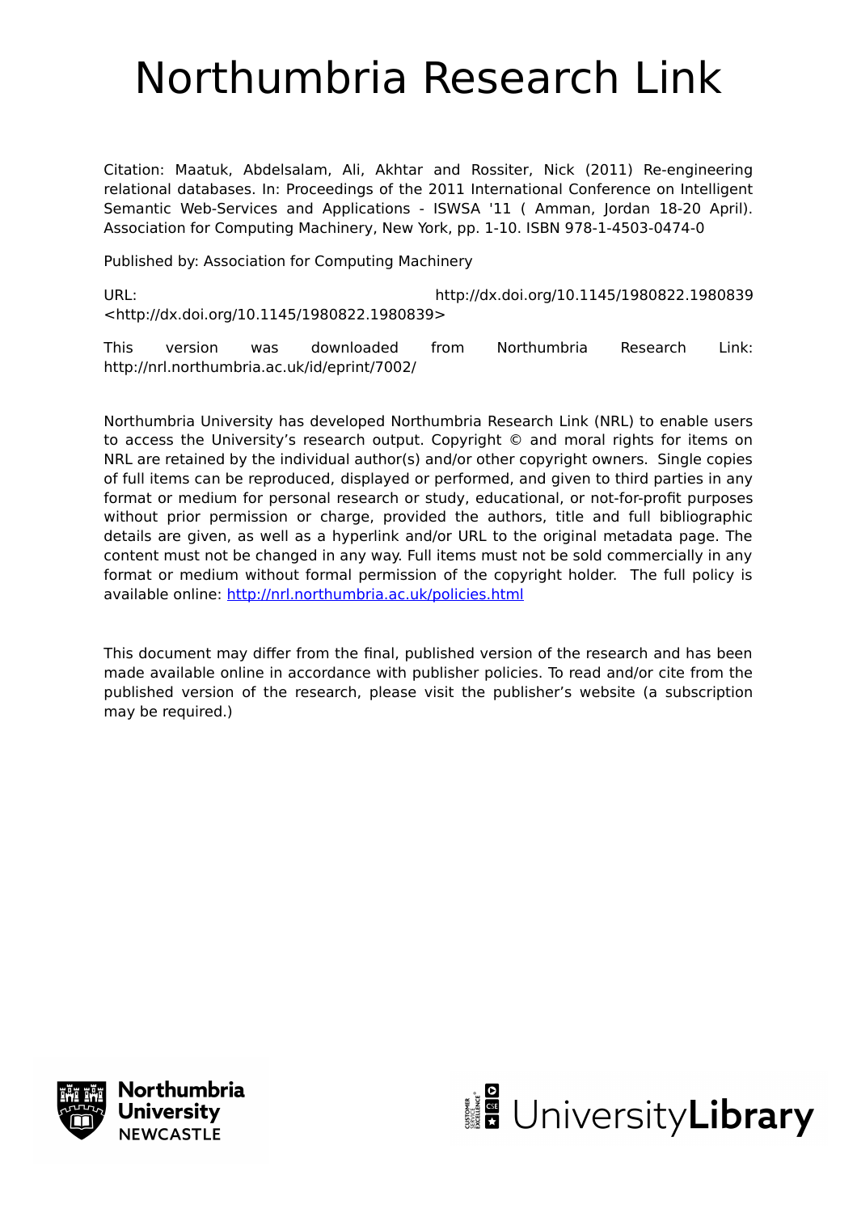# Northumbria Research Link

Citation: Maatuk, Abdelsalam, Ali, Akhtar and Rossiter, Nick (2011) Re-engineering relational databases. In: Proceedings of the 2011 International Conference on Intelligent Semantic Web-Services and Applications - ISWSA '11 ( Amman, Jordan 18-20 April). Association for Computing Machinery, New York, pp. 1-10. ISBN 978-1-4503-0474-0

Published by: Association for Computing Machinery

URL: http://dx.doi.org/10.1145/1980822.1980839 <http://dx.doi.org/10.1145/1980822.1980839>

This version was downloaded from Northumbria Research Link: http://nrl.northumbria.ac.uk/id/eprint/7002/

Northumbria University has developed Northumbria Research Link (NRL) to enable users to access the University's research output. Copyright © and moral rights for items on NRL are retained by the individual author(s) and/or other copyright owners. Single copies of full items can be reproduced, displayed or performed, and given to third parties in any format or medium for personal research or study, educational, or not-for-profit purposes without prior permission or charge, provided the authors, title and full bibliographic details are given, as well as a hyperlink and/or URL to the original metadata page. The content must not be changed in any way. Full items must not be sold commercially in any format or medium without formal permission of the copyright holder. The full policy is available online: http://nrl.northumbria.ac.uk/policies.html

This document may differ from the final, published version of the research and has been made available online in accordance with publisher policies. To read and/or cite from the published version of the research, please visit the publisher's website (a subscription may be required.)

Northumbria University NEWCASTLE

UniversityLibrary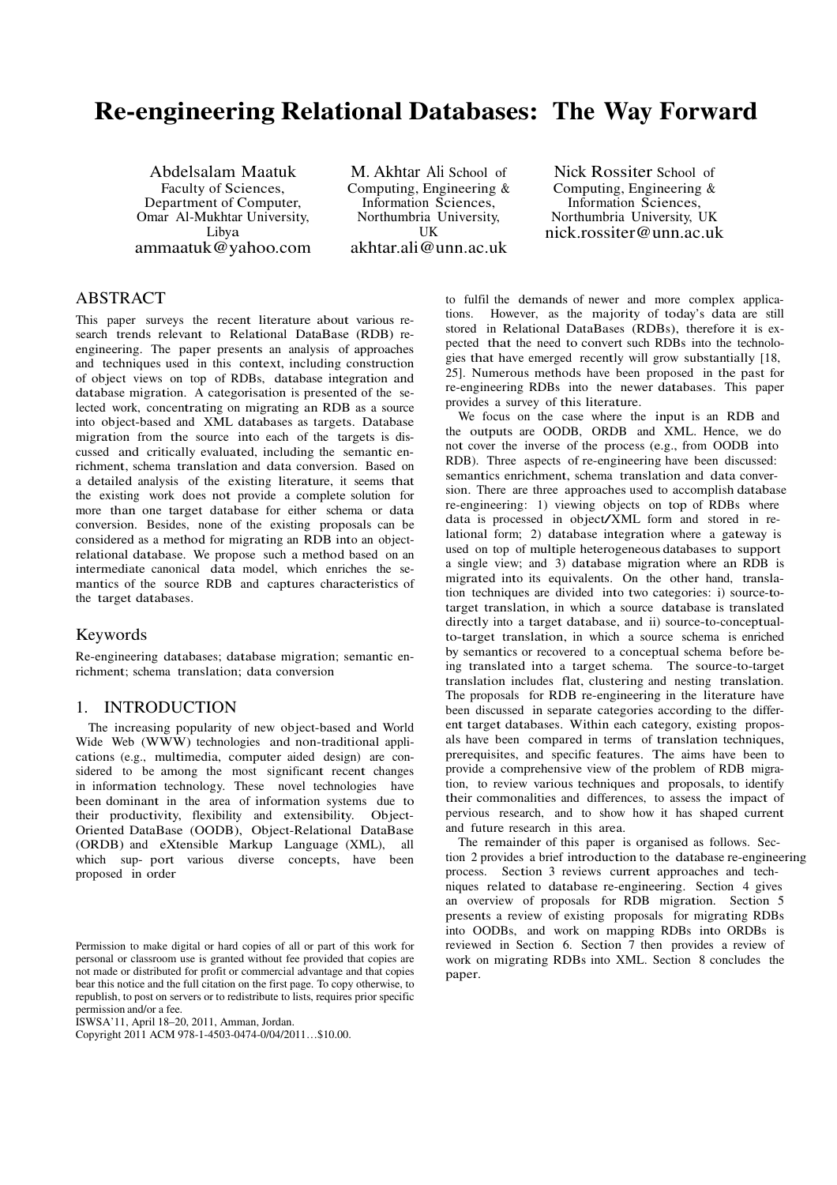# Re-engineering Relational Databases: The Way Forward

Abdelsalam Maatuk
Faculty of Sciences,
Department of Computer,
Omar Al-Mukhtar University,
Libya
ammaatuk@yahoo.com

M. Akhtar Ali School of
Computing, Engineering &
Information Sciences,
Northumbria University,
UK
akhtar.ali@unn.ac.uk

Nick Rossiter School of
Computing, Engineering &
Information Sciences,
Northumbria University, UK
nick.rossiter@unn.ac.uk

## ABSTRACT

This paper surveys the recent literature about various research trends relevant to Relational DataBase (RDB) re-engineering. The paper presents an analysis of approaches and techniques used in this context, including construction of object views on top of RDBs, database integration and database migration. A categorisation is presented of the selected work, concentrating on migrating an RDB as a source into object-based and XML databases as targets. Database migration from the source into each of the targets is discussed and critically evaluated, including the semantic enrichment, schema translation and data conversion. Based on a detailed analysis of the existing literature, it seems that the existing work does not provide a complete solution for more than one target database for either schema or data conversion. Besides, none of the existing proposals can be considered as a method for migrating an RDB into an object-relational database. We propose such a method based on an intermediate canonical data model, which enriches the semantics of the source RDB and captures characteristics of the target databases.

## Keywords

Re-engineering databases; database migration; semantic enrichment; schema translation; data conversion

## 1. INTRODUCTION

The increasing popularity of new object-based and World Wide Web (WWW) technologies and non-traditional applications (e.g., multimedia, computer aided design) are considered to be among the most significant recent changes in information technology. These novel technologies have been dominant in the area of information systems due to their productivity, flexibility and extensibility. Object-Oriented DataBase (OODB), Object-Relational DataBase (ORDB) and eXtensible Markup Language (XML), all which sup- port various diverse concepts, have been proposed in order to fulfil the demands of newer and more complex applications. However, as the majority of today's data are still stored in Relational DataBases (RDBs), therefore it is expected that the need to convert such RDBs into the technologies that have emerged recently will grow substantially [18, 25]. Numerous methods have been proposed in the past for re-engineering RDBs into the newer databases. This paper provides a survey of this literature.

We focus on the case where the input is an RDB and the outputs are OODB, ORDB and XML. Hence, we do not cover the inverse of the process (e.g., from OODB into RDB). Three aspects of re-engineering have been discussed: semantics enrichment, schema translation and data conversion. There are three approaches used to accomplish database re-engineering: 1) viewing objects on top of RDBs where data is processed in object/XML form and stored in relational form; 2) database integration where a gateway is used on top of multiple heterogeneous databases to support a single view; and 3) database migration where an RDB is migrated into its equivalents. On the other hand, translation techniques are divided into two categories: i) source-to-target translation, in which a source database is translated directly into a target database, and ii) source-to-conceptual-to-target translation, in which a source schema is enriched by semantics or recovered to a conceptual schema before being translated into a target schema. The source-to-target translation includes flat, clustering and nesting translation. The proposals for RDB re-engineering in the literature have been discussed in separate categories according to the different target databases. Within each category, existing proposals have been compared in terms of translation techniques, prerequisites, and specific features. The aims have been to provide a comprehensive view of the problem of RDB migration, to review various techniques and proposals, to identify their commonalities and differences, to assess the impact of pervious research, and to show how it has shaped current and future research in this area.

The remainder of this paper is organised as follows. Section 2 provides a brief introduction to the database re-engineering process. Section 3 reviews current approaches and techniques related to database re-engineering. Section 4 gives an overview of proposals for RDB migration. Section 5 presents a review of existing proposals for migrating RDBs into OODBs, and work on mapping RDBs into ORDBs is reviewed in Section 6. Section 7 then provides a review of work on migrating RDBs into XML. Section 8 concludes the paper.

Permission to make digital or hard copies of all or part of this work for personal or classroom use is granted without fee provided that copies are not made or distributed for profit or commercial advantage and that copies bear this notice and the full citation on the first page. To copy otherwise, to republish, to post on servers or to redistribute to lists, requires prior specific permission and/or a fee.
ISWSA'11, April 18–20, 2011, Amman, Jordan.
Copyright 2011 ACM 978-1-4503-0474-0/04/2011…$10.00.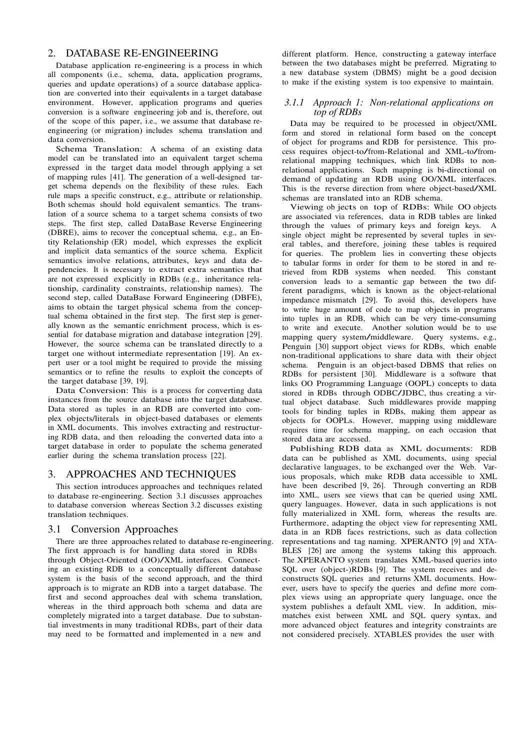## 2. DATABASE RE-ENGINEERING

Database application re-engineering is a process in which all components (i.e., schema, data, application programs, queries and update operations) of a source database application are converted into their equivalents in a target database environment. However, application programs and queries conversion is a software engineering job and is, therefore, out of the scope of this paper, i.e., we assume that database re-engineering (or migration) includes schema translation and data conversion.

**Schema Translation:** A schema of an existing data model can be translated into an equivalent target schema expressed in the target data model through applying a set of mapping rules [41]. The generation of a well-designed target schema depends on the flexibility of these rules. Each rule maps a specific construct, e.g., attribute or relationship. Both schemas should hold equivalent semantics. The translation of a source schema to a target schema consists of two steps. The first step, called DataBase Reverse Engineering (DBRE), aims to recover the conceptual schema, e.g., an Entity Relationship (ER) model, which expresses the explicit and implicit data semantics of the source schema. Explicit semantics involve relations, attributes, keys and data dependencies. It is necessary to extract extra semantics that are not expressed explicitly in RDBs (e.g., inheritance relationship, cardinality constraints, relationship names). The second step, called DataBase Forward Engineering (DBFE), aims to obtain the target physical schema from the conceptual schema obtained in the first step. The first step is generally known as the semantic enrichment process, which is essential for database migration and database integration [29]. However, the source schema can be translated directly to a target one without intermediate representation [19]. An expert user or a tool might be required to provide the missing semantics or to refine the results to exploit the concepts of the target database [39, 19].

**Data Conversion:** This is a process for converting data instances from the source database into the target database. Data stored as tuples in an RDB are converted into complex objects/literals in object-based databases or elements in XML documents. This involves extracting and restructuring RDB data, and then reloading the converted data into a target database in order to populate the schema generated earlier during the schema translation process [22].

## 3. APPROACHES AND TECHNIQUES

This section introduces approaches and techniques related to database re-engineering. Section 3.1 discusses approaches to database conversion whereas Section 3.2 discusses existing translation techniques.

### 3.1 Conversion Approaches

There are three approaches related to database re-engineering. The first approach is for handling data stored in RDBs through Object-Oriented (OO)/XML interfaces. Connecting an existing RDB to a conceptually different database system is the basis of the second approach, and the third approach is to migrate an RDB into a target database. The first and second approaches deal with schema translation, whereas in the third approach both schema and data are completely migrated into a target database. Due to substantial investments in many traditional RDBs, part of their data may need to be formatted and implemented in a new and different platform. Hence, constructing a gateway interface between the two databases might be preferred. Migrating to a new database system (DBMS) might be a good decision to make if the existing system is too expensive to maintain.

#### *3.1.1 Approach 1: Non-relational applications on top of RDBs*

Data may be required to be processed in object/XML form and stored in relational form based on the concept of object for programs and RDB for persistence. This process requires object-to/from-Relational and XML-to/from-relational mapping techniques, which link RDBs to non-relational applications. Such mapping is bi-directional on demand of updating an RDB using OO/XML interfaces. This is the reverse direction from where object-based/XML schemas are translated into an RDB schema.

**Viewing objects on top of RDBs:** While OO objects are associated via references, data in RDB tables are linked through the values of primary keys and foreign keys. A single object might be represented by several tuples in several tables, and therefore, joining these tables is required for queries. The problem lies in converting these objects to tabular forms in order for them to be stored in and retrieved from RDB systems when needed. This constant conversion leads to a semantic gap between the two different paradigms, which is known as the object-relational impedance mismatch [29]. To avoid this, developers have to write huge amount of code to map objects in programs into tuples in an RDB, which can be very time-consuming to write and execute. Another solution would be to use mapping query system/middleware. Query systems, e.g., Penguin [30] support object views for RDBs, which enable non-traditional applications to share data with their object schema. Penguin is an object-based DBMS that relies on RDBs for persistent [30]. Middleware is a software that links OO Programming Language (OOPL) concepts to data stored in RDBs through ODBC/JDBC, thus creating a virtual object database. Such middlewares provide mapping tools for binding tuples in RDBs, making them appear as objects for OOPLs. However, mapping using middleware requires time for schema mapping, on each occasion that stored data are accessed.

**Publishing RDB data as XML documents:** RDB data can be published as XML documents, using special declarative languages, to be exchanged over the Web. Various proposals, which make RDB data accessible to XML have been described [9, 26]. Through converting an RDB into XML, users see views that can be queried using XML query languages. However, data in such applications is not fully materialized in XML form, whereas the results are. Furthermore, adapting the object view for representing XML data in an RDB faces restrictions, such as data collection representations and tag naming. XPERANTO [9] and XTABLES [26] are among the systems taking this approach. The XPERANTO system translates XML-based queries into SQL over (object-)RDBs [9]. The system receives and deconstructs SQL queries and returns XML documents. However, users have to specify the queries and define more complex views using an appropriate query language, once the system publishes a default XML view. In addition, mismatches exist between XML and SQL query syntax, and more advanced object features and integrity constraints are not considered precisely. XTABLES provides the user with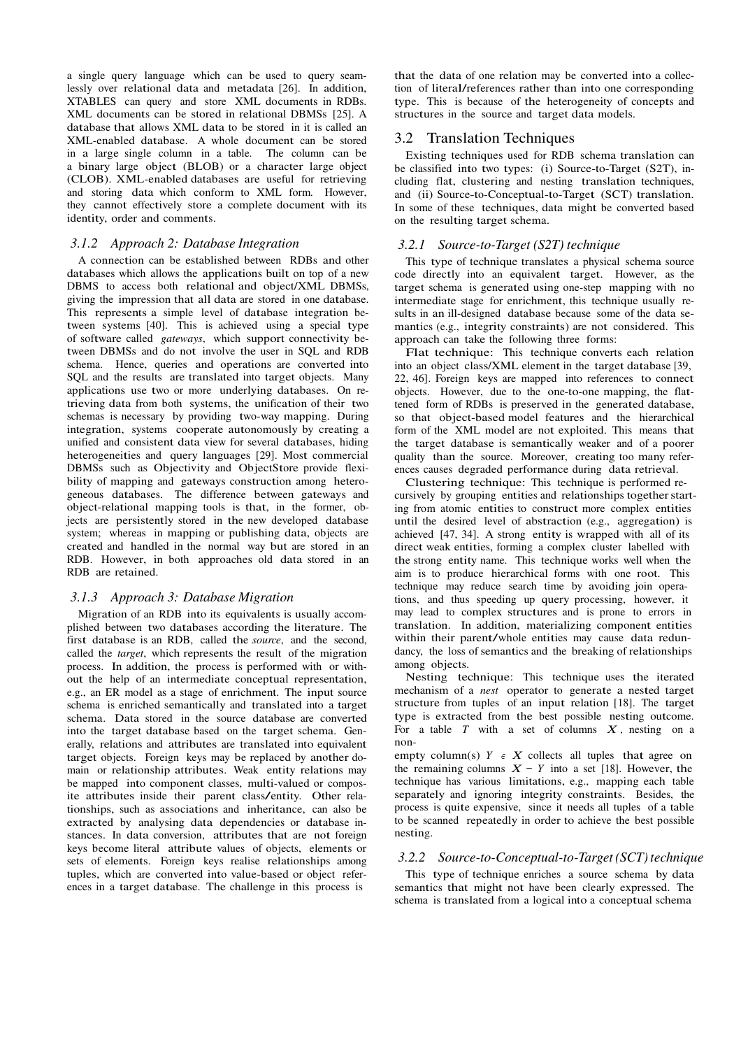a single query language which can be used to query seamlessly over relational data and metadata [26]. In addition, XTABLES can query and store XML documents in RDBs. XML documents can be stored in relational DBMSs [25]. A database that allows XML data to be stored in it is called an XML-enabled database. A whole document can be stored in a large single column in a table. The column can be a binary large object (BLOB) or a character large object (CLOB). XML-enabled databases are useful for retrieving and storing data which conform to XML form. However, they cannot effectively store a complete document with its identity, order and comments.

### 3.1.2 Approach 2: Database Integration

A connection can be established between RDBs and other databases which allows the applications built on top of a new DBMS to access both relational and object/XML DBMSs, giving the impression that all data are stored in one database. This represents a simple level of database integration between systems [40]. This is achieved using a special type of software called *gateways*, which support connectivity between DBMSs and do not involve the user in SQL and RDB schema. Hence, queries and operations are converted into SQL and the results are translated into target objects. Many applications use two or more underlying databases. On retrieving data from both systems, the unification of their two schemas is necessary by providing two-way mapping. During integration, systems cooperate autonomously by creating a unified and consistent data view for several databases, hiding heterogeneities and query languages [29]. Most commercial DBMSs such as Objectivity and ObjectStore provide flexibility of mapping and gateways construction among heterogeneous databases. The difference between gateways and object-relational mapping tools is that, in the former, objects are persistently stored in the new developed database system; whereas in mapping or publishing data, objects are created and handled in the normal way but are stored in an RDB. However, in both approaches old data stored in an RDB are retained.

### 3.1.3 Approach 3: Database Migration

Migration of an RDB into its equivalents is usually accomplished between two databases according the literature. The first database is an RDB, called the *source*, and the second, called the *target*, which represents the result of the migration process. In addition, the process is performed with or without the help of an intermediate conceptual representation, e.g., an ER model as a stage of enrichment. The input source schema is enriched semantically and translated into a target schema. Data stored in the source database are converted into the target database based on the target schema. Generally, relations and attributes are translated into equivalent target objects. Foreign keys may be replaced by another domain or relationship attributes. Weak entity relations may be mapped into component classes, multi-valued or composite attributes inside their parent class/entity. Other relationships, such as associations and inheritance, can also be extracted by analysing data dependencies or database instances. In data conversion, attributes that are not foreign keys become literal attribute values of objects, elements or sets of elements. Foreign keys realise relationships among tuples, which are converted into value-based or object references in a target database. The challenge in this process is that the data of one relation may be converted into a collection of literal/references rather than into one corresponding type. This is because of the heterogeneity of concepts and structures in the source and target data models.

## 3.2 Translation Techniques

Existing techniques used for RDB schema translation can be classified into two types: (i) Source-to-Target (S2T), including flat, clustering and nesting translation techniques, and (ii) Source-to-Conceptual-to-Target (SCT) translation. In some of these techniques, data might be converted based on the resulting target schema.

### 3.2.1 Source-to-Target (S2T) technique

This type of technique translates a physical schema source code directly into an equivalent target. However, as the target schema is generated using one-step mapping with no intermediate stage for enrichment, this technique usually results in an ill-designed database because some of the data semantics (e.g., integrity constraints) are not considered. This approach can take the following three forms:

Flat technique: This technique converts each relation into an object class/XML element in the target database [39, 22, 46]. Foreign keys are mapped into references to connect objects. However, due to the one-to-one mapping, the flattened form of RDBs is preserved in the generated database, so that object-based model features and the hierarchical form of the XML model are not exploited. This means that the target database is semantically weaker and of a poorer quality than the source. Moreover, creating too many references causes degraded performance during data retrieval.

Clustering technique: This technique is performed recursively by grouping entities and relationships together starting from atomic entities to construct more complex entities until the desired level of abstraction (e.g., aggregation) is achieved [47, 34]. A strong entity is wrapped with all of its direct weak entities, forming a complex cluster labelled with the strong entity name. This technique works well when the aim is to produce hierarchical forms with one root. This technique may reduce search time by avoiding join operations, and thus speeding up query processing, however, it may lead to complex structures and is prone to errors in translation. In addition, materializing component entities within their parent/whole entities may cause data redundancy, the loss of semantics and the breaking of relationships among objects.

Nesting technique: This technique uses the iterated mechanism of a *nest* operator to generate a nested target structure from tuples of an input relation [18]. The target type is extracted from the best possible nesting outcome. For a table $T$ with a set of columns $X$, nesting on a non-empty column(s) $Y \in X$ collects all tuples that agree on the remaining columns $X - Y$ into a set [18]. However, the technique has various limitations, e.g., mapping each table separately and ignoring integrity constraints. Besides, the process is quite expensive, since it needs all tuples of a table to be scanned repeatedly in order to achieve the best possible nesting.

### 3.2.2 Source-to-Conceptual-to-Target (SCT) technique

This type of technique enriches a source schema by data semantics that might not have been clearly expressed. The schema is translated from a logical into a conceptual schema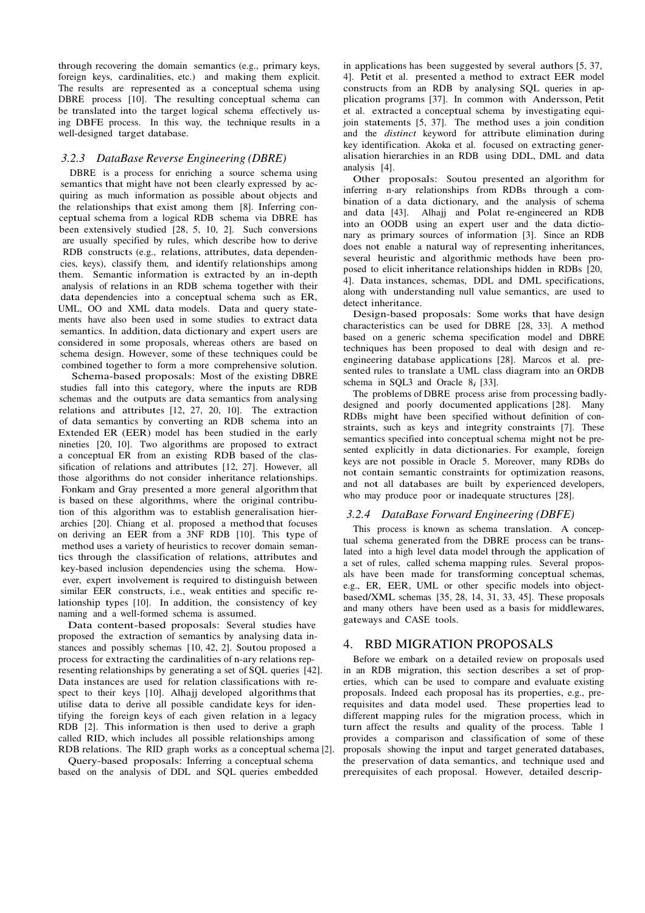through recovering the domain semantics (e.g., primary keys, foreign keys, cardinalities, etc.) and making them explicit. The results are represented as a conceptual schema using DBRE process [10]. The resulting conceptual schema can be translated into the target logical schema effectively using DBFE process. In this way, the technique results in a well-designed target database.

### *3.2.3 DataBase Reverse Engineering (DBRE)*

DBRE is a process for enriching a source schema using semantics that might have not been clearly expressed by acquiring as much information as possible about objects and the relationships that exist among them [8]. Inferring conceptual schema from a logical RDB schema via DBRE has been extensively studied [28, 5, 10, 2]. Such conversions are usually specified by rules, which describe how to derive RDB constructs (e.g., relations, attributes, data dependencies, keys), classify them, and identify relationships among them. Semantic information is extracted by an in-depth analysis of relations in an RDB schema together with their data dependencies into a conceptual schema such as ER, UML, OO and XML data models. Data and query statements have also been used in some studies to extract data semantics. In addition, data dictionary and expert users are considered in some proposals, whereas others are based on schema design. However, some of these techniques could be combined together to form a more comprehensive solution.

Schema-based proposals: Most of the existing DBRE studies fall into this category, where the inputs are RDB schemas and the outputs are data semantics from analysing relations and attributes [12, 27, 20, 10]. The extraction of data semantics by converting an RDB schema into an Extended ER (EER) model has been studied in the early nineties [20, 10]. Two algorithms are proposed to extract a conceptual ER from an existing RDB based of the classification of relations and attributes [12, 27]. However, all those algorithms do not consider inheritance relationships. Fonkam and Gray presented a more general algorithm that is based on these algorithms, where the original contribution of this algorithm was to establish generalisation hierarchies [20]. Chiang et al. proposed a method that focuses on deriving an EER from a 3NF RDB [10]. This type of method uses a variety of heuristics to recover domain semantics through the classification of relations, attributes and key-based inclusion dependencies using the schema. However, expert involvement is required to distinguish between similar EER constructs, i.e., weak entities and specific relationship types [10]. In addition, the consistency of key naming and a well-formed schema is assumed.

Data content-based proposals: Several studies have proposed the extraction of semantics by analysing data instances and possibly schemas [10, 42, 2]. Soutou proposed a process for extracting the cardinalities of n-ary relations representing relationships by generating a set of SQL queries [42]. Data instances are used for relation classifications with respect to their keys [10]. Alhajj developed algorithms that utilise data to derive all possible candidate keys for identifying the foreign keys of each given relation in a legacy RDB [2]. This information is then used to derive a graph called RID, which includes all possible relationships among RDB relations. The RID graph works as a conceptual schema [2].

Query-based proposals: Inferring a conceptual schema based on the analysis of DDL and SQL queries embedded in applications has been suggested by several authors [5, 37, 4]. Petit et al. presented a method to extract EER model constructs from an RDB by analysing SQL queries in application programs [37]. In common with Andersson, Petit et al. extracted a conceptual schema by investigating equi-join statements [5, 37]. The method uses a join condition and the *distinct* keyword for attribute elimination during key identification. Akoka et al. focused on extracting generalisation hierarchies in an RDB using DDL, DML and data analysis [4].

Other proposals: Soutou presented an algorithm for inferring n-ary relationships from RDBs through a combination of a data dictionary, and the analysis of schema and data [43]. Alhajj and Polat re-engineered an RDB into an OODB using an expert user and the data dictionary as primary sources of information [3]. Since an RDB does not enable a natural way of representing inheritances, several heuristic and algorithmic methods have been proposed to elicit inheritance relationships hidden in RDBs [20, 4]. Data instances, schemas, DDL and DML specifications, along with understanding null value semantics, are used to detect inheritance.

Design-based proposals: Some works that have design characteristics can be used for DBRE [28, 33]. A method based on a generic schema specification model and DBRE techniques has been proposed to deal with design and re-engineering database applications [28]. Marcos et al. presented rules to translate a UML class diagram into an ORDB schema in SQL3 and Oracle $8_i$ [33].

The problems of DBRE process arise from processing badly-designed and poorly documented applications [28]. Many RDBs might have been specified without definition of constraints, such as keys and integrity constraints [7]. These semantics specified into conceptual schema might not be presented explicitly in data dictionaries. For example, foreign keys are not possible in Oracle 5. Moreover, many RDBs do not contain semantic constraints for optimization reasons, and not all databases are built by experienced developers, who may produce poor or inadequate structures [28].

### *3.2.4 DataBase Forward Engineering (DBFE)*

This process is known as schema translation. A conceptual schema generated from the DBRE process can be translated into a high level data model through the application of a set of rules, called schema mapping rules. Several proposals have been made for transforming conceptual schemas, e.g., ER, EER, UML or other specific models into object-based/XML schemas [35, 28, 14, 31, 33, 45]. These proposals and many others have been used as a basis for middlewares, gateways and CASE tools.

## 4. RBD MIGRATION PROPOSALS

Before we embark on a detailed review on proposals used in an RDB migration, this section describes a set of properties, which can be used to compare and evaluate existing proposals. Indeed each proposal has its properties, e.g., prerequisites and data model used. These properties lead to different mapping rules for the migration process, which in turn affect the results and quality of the process. Table 1 provides a comparison and classification of some of these proposals showing the input and target generated databases, the preservation of data semantics, and technique used and prerequisites of each proposal. However, detailed descrip-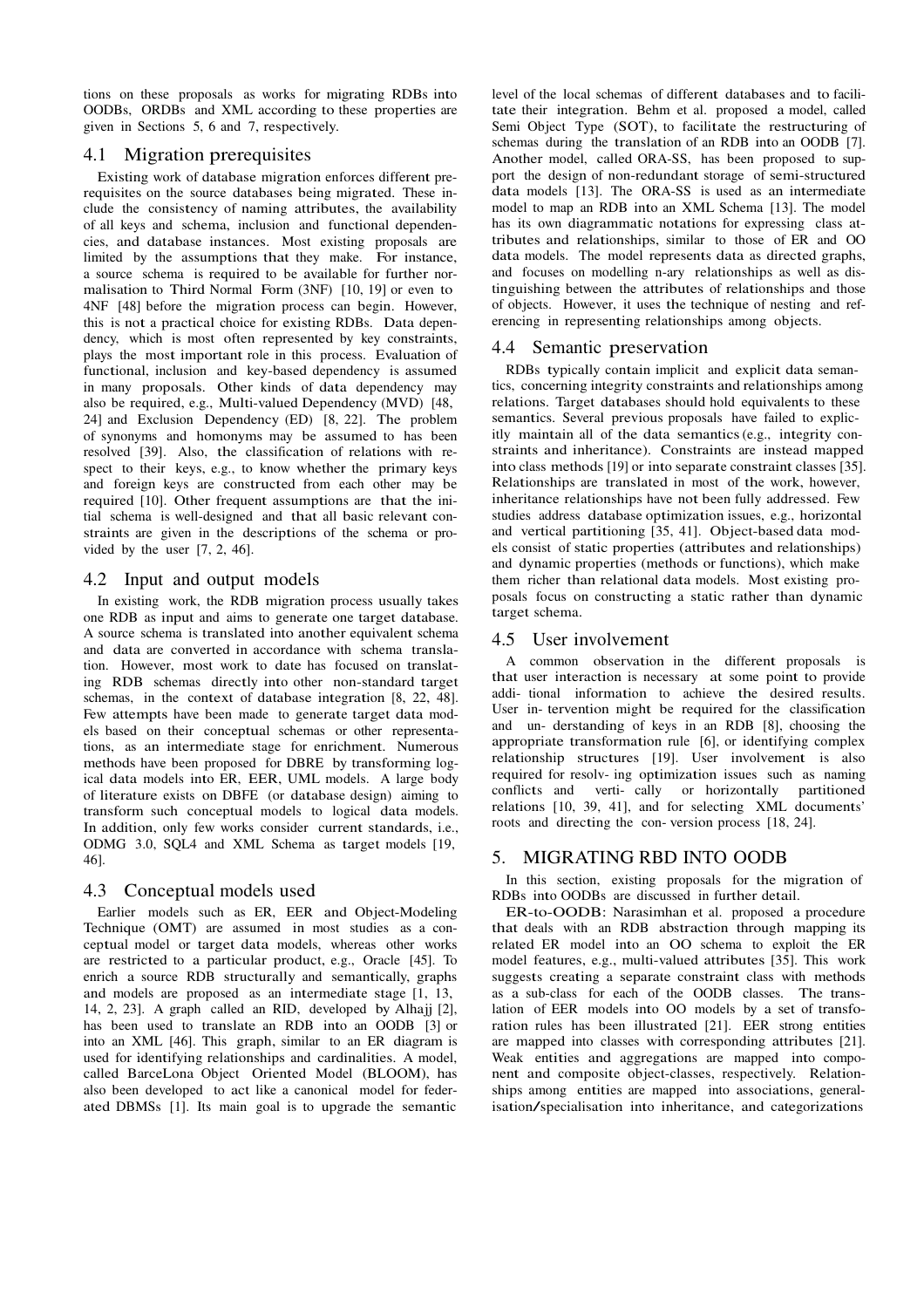tions on these proposals as works for migrating RDBs into OODBs, ORDBs and XML according to these properties are given in Sections 5, 6 and 7, respectively.

## 4.1 Migration prerequisites

Existing work of database migration enforces different prerequisites on the source databases being migrated. These include the consistency of naming attributes, the availability of all keys and schema, inclusion and functional dependencies, and database instances. Most existing proposals are limited by the assumptions that they make. For instance, a source schema is required to be available for further normalisation to Third Normal Form (3NF) [10, 19] or even to 4NF [48] before the migration process can begin. However, this is not a practical choice for existing RDBs. Data dependency, which is most often represented by key constraints, plays the most important role in this process. Evaluation of functional, inclusion and key-based dependency is assumed in many proposals. Other kinds of data dependency may also be required, e.g., Multi-valued Dependency (MVD) [48, 24] and Exclusion Dependency (ED) [8, 22]. The problem of synonyms and homonyms may be assumed to has been resolved [39]. Also, the classification of relations with respect to their keys, e.g., to know whether the primary keys and foreign keys are constructed from each other may be required [10]. Other frequent assumptions are that the initial schema is well-designed and that all basic relevant constraints are given in the descriptions of the schema or provided by the user [7, 2, 46].

## 4.2 Input and output models

In existing work, the RDB migration process usually takes one RDB as input and aims to generate one target database. A source schema is translated into another equivalent schema and data are converted in accordance with schema translation. However, most work to date has focused on translating RDB schemas directly into other non-standard target schemas, in the context of database integration [8, 22, 48]. Few attempts have been made to generate target data models based on their conceptual schemas or other representations, as an intermediate stage for enrichment. Numerous methods have been proposed for DBRE by transforming logical data models into ER, EER, UML models. A large body of literature exists on DBFE (or database design) aiming to transform such conceptual models to logical data models. In addition, only few works consider current standards, i.e., ODMG 3.0, SQL4 and XML Schema as target models [19, 46].

## 4.3 Conceptual models used

Earlier models such as ER, EER and Object-Modeling Technique (OMT) are assumed in most studies as a conceptual model or target data models, whereas other works are restricted to a particular product, e.g., Oracle [45]. To enrich a source RDB structurally and semantically, graphs and models are proposed as an intermediate stage [1, 13, 14, 2, 23]. A graph called an RID, developed by Alhajj [2], has been used to translate an RDB into an OODB [3] or into an XML [46]. This graph, similar to an ER diagram is used for identifying relationships and cardinalities. A model, called BarceLona Object Oriented Model (BLOOM), has also been developed to act like a canonical model for federated DBMSs [1]. Its main goal is to upgrade the semantic level of the local schemas of different databases and to facilitate their integration. Behm et al. proposed a model, called Semi Object Type (SOT), to facilitate the restructuring of schemas during the translation of an RDB into an OODB [7]. Another model, called ORA-SS, has been proposed to support the design of non-redundant storage of semi-structured data models [13]. The ORA-SS is used as an intermediate model to map an RDB into an XML Schema [13]. The model has its own diagrammatic notations for expressing class attributes and relationships, similar to those of ER and OO data models. The model represents data as directed graphs, and focuses on modelling n-ary relationships as well as distinguishing between the attributes of relationships and those of objects. However, it uses the technique of nesting and referencing in representing relationships among objects.

## 4.4 Semantic preservation

RDBs typically contain implicit and explicit data semantics, concerning integrity constraints and relationships among relations. Target databases should hold equivalents to these semantics. Several previous proposals have failed to explicitly maintain all of the data semantics (e.g., integrity constraints and inheritance). Constraints are instead mapped into class methods [19] or into separate constraint classes [35]. Relationships are translated in most of the work, however, inheritance relationships have not been fully addressed. Few studies address database optimization issues, e.g., horizontal and vertical partitioning [35, 41]. Object-based data models consist of static properties (attributes and relationships) and dynamic properties (methods or functions), which make them richer than relational data models. Most existing proposals focus on constructing a static rather than dynamic target schema.

## 4.5 User involvement

A common observation in the different proposals is that user interaction is necessary at some point to provide addi- tional information to achieve the desired results. User in- tervention might be required for the classification and un- derstanding of keys in an RDB [8], choosing the appropriate transformation rule [6], or identifying complex relationship structures [19]. User involvement is also required for resolv- ing optimization issues such as naming conflicts and verti- cally or horizontally partitioned relations [10, 39, 41], and for selecting XML documents' roots and directing the con- version process [18, 24].

# 5. MIGRATING RBD INTO OODB

In this section, existing proposals for the migration of RDBs into OODBs are discussed in further detail.

**ER-to-OODB**: Narasimhan et al. proposed a procedure that deals with an RDB abstraction through mapping its related ER model into an OO schema to exploit the ER model features, e.g., multi-valued attributes [35]. This work suggests creating a separate constraint class with methods as a sub-class for each of the OODB classes. The translation of EER models into OO models by a set of transforation rules has been illustrated [21]. EER strong entities are mapped into classes with corresponding attributes [21]. Weak entities and aggregations are mapped into component and composite object-classes, respectively. Relationships among entities are mapped into associations, generalisation/specialisation into inheritance, and categorizations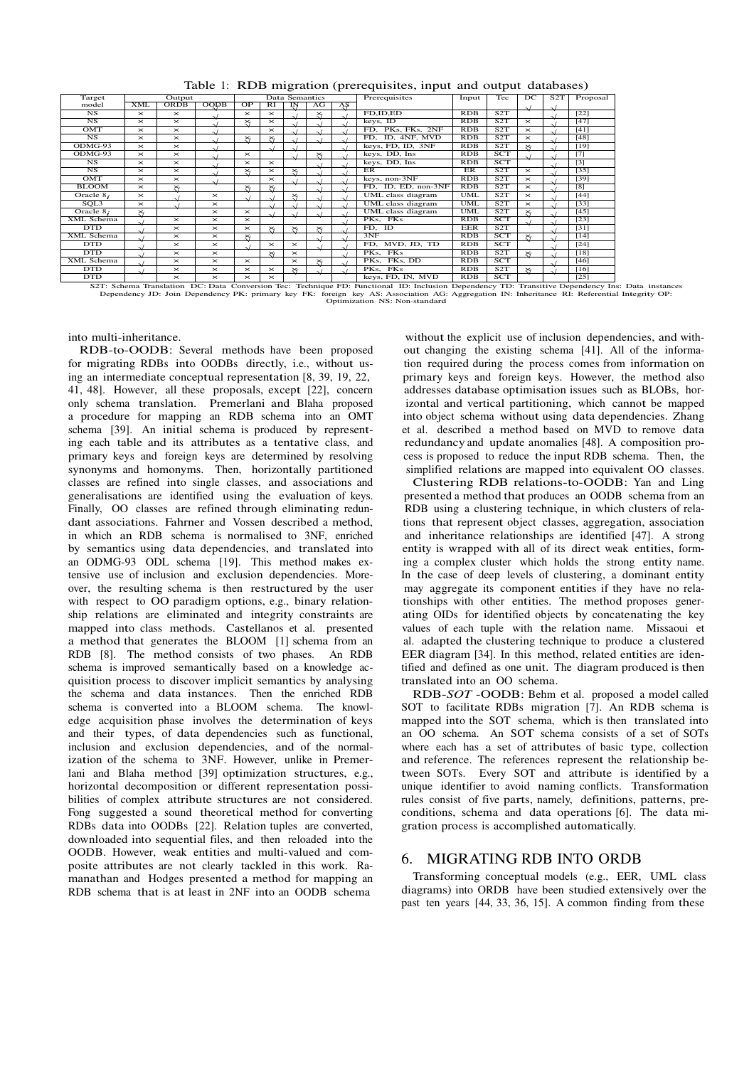Table 1: RDB migration (prerequisites, input and output databases)

| Target model | Output | | | Data Semantics | | | | | Prerequisites | Input | Tec | DC | S2T | Proposal |
|---|---|---|---|---|---|---|---|---|---|---|---|---|---|---|
| | XML | ORDB | OODB | OP | RI | IN | AG | AS | | | | | | |
| NS | × | × | √ | × | × | √ | ≈ | √ | FD,ID,ED | RDB | S2T | √ | √ | [22] |
| NS | × | × | √ | ≈ | × | √ | √ | √ | keys, ID | RDB | S2T | × | √ | [47] |
| OMT | × | × | √ | | × | √ | √ | √ | FD, PKs, FKs, 2NF | RDB | S2T | × | √ | [41] |
| NS | × | × | √ | ≈ | ≈ | √ | √ | √ | FD, ID, 4NF, MVD | RDB | S2T | × | √ | [48] |
| ODMG-93 | × | × | √ | | √ | √ | | √ | keys, FD, ID, 3NF | RDB | S2T | ≈ | √ | [19] |
| ODMG-93 | × | × | √ | × | | √ | ≈ | √ | keys, DD, Ins | RDB | SCT | √ | √ | [7] |
| NS | × | × | √ | × | × | | √ | √ | keys, DD, Ins | RDB | SCT | | √ | [3] |
| NS | × | × | √ | ≈ | × | ≈ | √ | √ | ER | ER | S2T | × | √ | [35] |
| OMT | × | × | √ | | × | √ | √ | √ | keys, non-3NF | RDB | S2T | × | √ | [39] |
| BLOOM | × | ≈ | | ≈ | ≈ | | √ | √ | FD, ID, ED, non-3NF | RDB | S2T | × | √ | [8] |
| Oracle $8_i$ | × | √ | × | √ | √ | ≈ | √ | √ | UML class diagram | UML | S2T | × | √ | [44] |
| SQL3 | × | √ | × | | √ | √ | √ | √ | UML class diagram | UML | S2T | × | √ | [33] |
| Oracle $8_i$ | ≈ | | × | × | √ | √ | √ | √ | UML class diagram | UML | S2T | ≈ | √ | [45] |
| XML Schema | √ | × | × | × | | | | | PKs, FKs | RDB | SCT | √ | √ | [23] |
| DTD | √ | × | × | × | ≈ | ≈ | ≈ | √ | FD, ID | EER | S2T | | √ | [31] |
| XML Schema | √ | × | × | ≈ | × | | √ | √ | 3NF | RDB | SCT | ≈ | √ | [14] |
| DTD | √ | × | × | √ | × | × | √ | √ | FD, MVD, JD, TD | RDB | SCT | | √ | [24] |
| DTD | √ | × | × | | ≈ | × | | √ | PKs, FKs | RDB | S2T | ≈ | √ | [18] |
| XML Schema | √ | × | × | × | | × | ≈ | √ | PKs, FKs, DD | RDB | SCT | | √ | [46] |
| DTD | √ | × | × | × | × | ≈ | √ | √ | PKs, FKs | RDB | S2T | ≈ | √ | [16] |
| DTD | | × | × | × | × | | | | keys, FD, IN, MVD | RDB | SCT | | √ | [25] |

S2T: Schema Translation DC: Data Conversion Tec: Technique FD: Functional ID: Inclusion Dependency TD: Transitive Dependency Ins: Data instances Dependency JD: Join Dependency PK: primary key FK: foreign key AS: Association AG: Aggregation IN: Inheritance RI: Referential Integrity OP: Optimization NS: Non-standard

into multi-inheritance.

**RDB-to-OODB**: Several methods have been proposed for migrating RDBs into OODBs directly, i.e., without using an intermediate conceptual representation [8, 39, 19, 22, 41, 48]. However, all these proposals, except [22], concern only schema translation. Premerlani and Blaha proposed a procedure for mapping an RDB schema into an OMT schema [39]. An initial schema is produced by representing each table and its attributes as a tentative class, and primary keys and foreign keys are determined by resolving synonyms and homonyms. Then, horizontally partitioned classes are refined into single classes, and associations and generalisations are identified using the evaluation of keys. Finally, OO classes are refined through eliminating redundant associations. Fahrner and Vossen described a method, in which an RDB schema is normalised to 3NF, enriched by semantics using data dependencies, and translated into an ODMG-93 ODL schema [19]. This method makes extensive use of inclusion and exclusion dependencies. Moreover, the resulting schema is then restructured by the user with respect to OO paradigm options, e.g., binary relationship relations are eliminated and integrity constraints are mapped into class methods. Castellanos et al. presented a method that generates the BLOOM [1] schema from an RDB [8]. The method consists of two phases. An RDB schema is improved semantically based on a knowledge acquisition process to discover implicit semantics by analysing the schema and data instances. Then the enriched RDB schema is converted into a BLOOM schema. The knowledge acquisition phase involves the determination of keys and their types, of data dependencies such as functional, inclusion and exclusion dependencies, and of the normalization of the schema to 3NF. However, unlike in Premerlani and Blaha method [39] optimization structures, e.g., horizontal decomposition or different representation possibilities of complex attribute structures are not considered. Fong suggested a sound theoretical method for converting RDBs data into OODBs [22]. Relation tuples are converted, downloaded into sequential files, and then reloaded into the OODB. However, weak entities and multi-valued and composite attributes are not clearly tackled in this work. Ramanathan and Hodges presented a method for mapping an RDB schema that is at least in 2NF into an OODB schema without the explicit use of inclusion dependencies, and without changing the existing schema [41]. All of the information required during the process comes from information on primary keys and foreign keys. However, the method also addresses database optimisation issues such as BLOBs, horizontal and vertical partitioning, which cannot be mapped into object schema without using data dependencies. Zhang et al. described a method based on MVD to remove data redundancy and update anomalies [48]. A composition process is proposed to reduce the input RDB schema. Then, the simplified relations are mapped into equivalent OO classes.

**Clustering RDB relations-to-OODB**: Yan and Ling presented a method that produces an OODB schema from an RDB using a clustering technique, in which clusters of relations that represent object classes, aggregation, association and inheritance relationships are identified [47]. A strong entity is wrapped with all of its direct weak entities, forming a complex cluster which holds the strong entity name. In the case of deep levels of clustering, a dominant entity may aggregate its component entities if they have no relationships with other entities. The method proposes generating OIDs for identified objects by concatenating the key values of each tuple with the relation name. Missaoui et al. adapted the clustering technique to produce a clustered EER diagram [34]. In this method, related entities are identified and defined as one unit. The diagram produced is then translated into an OO schema.

**RDB-*SOT*-OODB**: Behm et al. proposed a model called SOT to facilitate RDBs migration [7]. An RDB schema is mapped into the SOT schema, which is then translated into an OO schema. An SOT schema consists of a set of SOTs where each has a set of attributes of basic type, collection and reference. The references represent the relationship between SOTs. Every SOT and attribute is identified by a unique identifier to avoid naming conflicts. Transformation rules consist of five parts, namely, definitions, patterns, preconditions, schema and data operations [6]. The data migration process is accomplished automatically.

## 6. MIGRATING RDB INTO ORDB

Transforming conceptual models (e.g., EER, UML class diagrams) into ORDB have been studied extensively over the past ten years [44, 33, 36, 15]. A common finding from these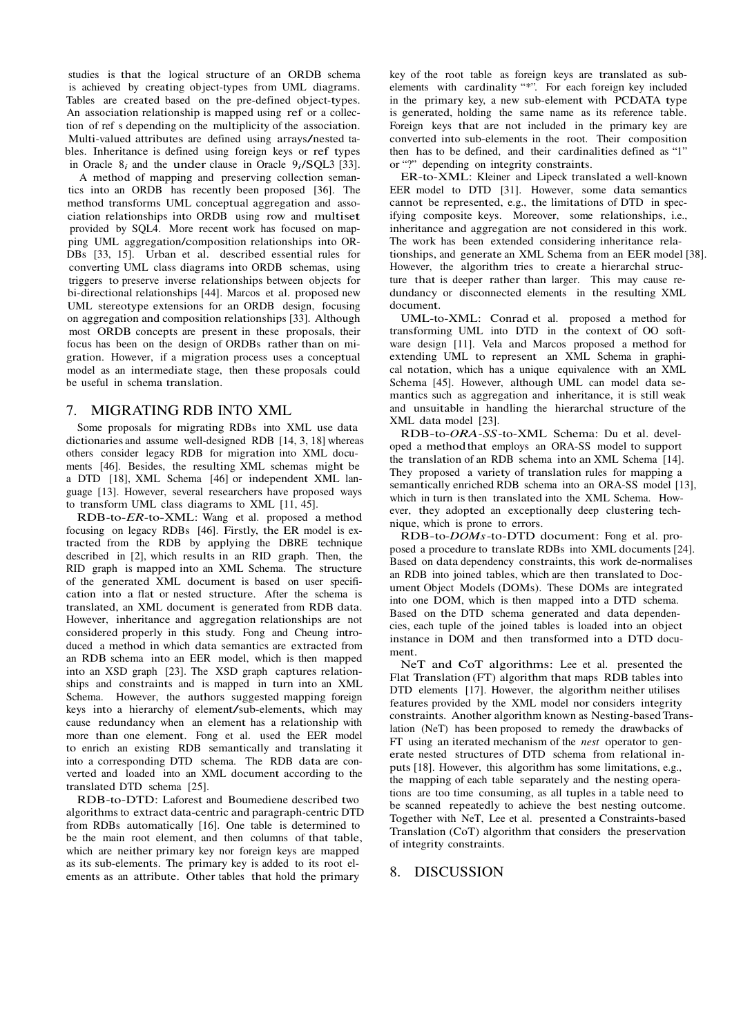studies is that the logical structure of an ORDB schema is achieved by creating object-types from UML diagrams. Tables are created based on the pre-defined object-types. An association relationship is mapped using ref or a collection of ref s depending on the multiplicity of the association. Multi-valued attributes are defined using arrays/nested tables. Inheritance is defined using foreign keys or ref types in Oracle $8_i$ and the under clause in Oracle $9_i$/SQL3 [33].

A method of mapping and preserving collection semantics into an ORDB has recently been proposed [36]. The method transforms UML conceptual aggregation and association relationships into ORDB using row and multiset provided by SQL4. More recent work has focused on mapping UML aggregation/composition relationships into ORDBs [33, 15]. Urban et al. described essential rules for converting UML class diagrams into ORDB schemas, using triggers to preserve inverse relationships between objects for bi-directional relationships [44]. Marcos et al. proposed new UML stereotype extensions for an ORDB design, focusing on aggregation and composition relationships [33]. Although most ORDB concepts are present in these proposals, their focus has been on the design of ORDBs rather than on migration. However, if a migration process uses a conceptual model as an intermediate stage, then these proposals could be useful in schema translation.

## 7. MIGRATING RDB INTO XML

Some proposals for migrating RDBs into XML use data dictionaries and assume well-designed RDB [14, 3, 18] whereas others consider legacy RDB for migration into XML documents [46]. Besides, the resulting XML schemas might be a DTD [18], XML Schema [46] or independent XML language [13]. However, several researchers have proposed ways to transform UML class diagrams to XML [11, 45].

RDB-to-*ER*-to-XML: Wang et al. proposed a method focusing on legacy RDBs [46]. Firstly, the ER model is extracted from the RDB by applying the DBRE technique described in [2], which results in an RID graph. Then, the RID graph is mapped into an XML Schema. The structure of the generated XML document is based on user specification into a flat or nested structure. After the schema is translated, an XML document is generated from RDB data. However, inheritance and aggregation relationships are not considered properly in this study. Fong and Cheung introduced a method in which data semantics are extracted from an RDB schema into an EER model, which is then mapped into an XSD graph [23]. The XSD graph captures relationships and constraints and is mapped in turn into an XML Schema. However, the authors suggested mapping foreign keys into a hierarchy of element/sub-elements, which may cause redundancy when an element has a relationship with more than one element. Fong et al. used the EER model to enrich an existing RDB semantically and translating it into a corresponding DTD schema. The RDB data are converted and loaded into an XML document according to the translated DTD schema [25].

RDB-to-DTD: Laforest and Boumediene described two algorithms to extract data-centric and paragraph-centric DTD from RDBs automatically [16]. One table is determined to be the main root element, and then columns of that table, which are neither primary key nor foreign keys are mapped as its sub-elements. The primary key is added to its root elements as an attribute. Other tables that hold the primary key of the root table as foreign keys are translated as sub-elements with cardinality "*". For each foreign key included in the primary key, a new sub-element with PCDATA type is generated, holding the same name as its reference table. Foreign keys that are not included in the primary key are converted into sub-elements in the root. Their composition then has to be defined, and their cardinalities defined as "1" or "?" depending on integrity constraints.

ER-to-XML: Kleiner and Lipeck translated a well-known EER model to DTD [31]. However, some data semantics cannot be represented, e.g., the limitations of DTD in specifying composite keys. Moreover, some relationships, i.e., inheritance and aggregation are not considered in this work. The work has been extended considering inheritance relationships, and generate an XML Schema from an EER model [38]. However, the algorithm tries to create a hierarchal structure that is deeper rather than larger. This may cause redundancy or disconnected elements in the resulting XML document.

UML-to-XML: Conrad et al. proposed a method for transforming UML into DTD in the context of OO software design [11]. Vela and Marcos proposed a method for extending UML to represent an XML Schema in graphical notation, which has a unique equivalence with an XML Schema [45]. However, although UML can model data semantics such as aggregation and inheritance, it is still weak and unsuitable in handling the hierarchal structure of the XML data model [23].

RDB-to-*ORA-SS*-to-XML Schema: Du et al. developed a method that employs an ORA-SS model to support the translation of an RDB schema into an XML Schema [14]. They proposed a variety of translation rules for mapping a semantically enriched RDB schema into an ORA-SS model [13], which in turn is then translated into the XML Schema. However, they adopted an exceptionally deep clustering technique, which is prone to errors.

RDB-to-*DOMs*-to-DTD document: Fong et al. proposed a procedure to translate RDBs into XML documents [24]. Based on data dependency constraints, this work de-normalises an RDB into joined tables, which are then translated to Document Object Models (DOMs). These DOMs are integrated into one DOM, which is then mapped into a DTD schema. Based on the DTD schema generated and data dependencies, each tuple of the joined tables is loaded into an object instance in DOM and then transformed into a DTD document.

NeT and CoT algorithms: Lee et al. presented the Flat Translation (FT) algorithm that maps RDB tables into DTD elements [17]. However, the algorithm neither utilises features provided by the XML model nor considers integrity constraints. Another algorithm known as Nesting-based Translation (NeT) has been proposed to remedy the drawbacks of FT using an iterated mechanism of the *nest* operator to generate nested structures of DTD schema from relational inputs [18]. However, this algorithm has some limitations, e.g., the mapping of each table separately and the nesting operations are too time consuming, as all tuples in a table need to be scanned repeatedly to achieve the best nesting outcome. Together with NeT, Lee et al. presented a Constraints-based Translation (CoT) algorithm that considers the preservation of integrity constraints.

## 8. DISCUSSION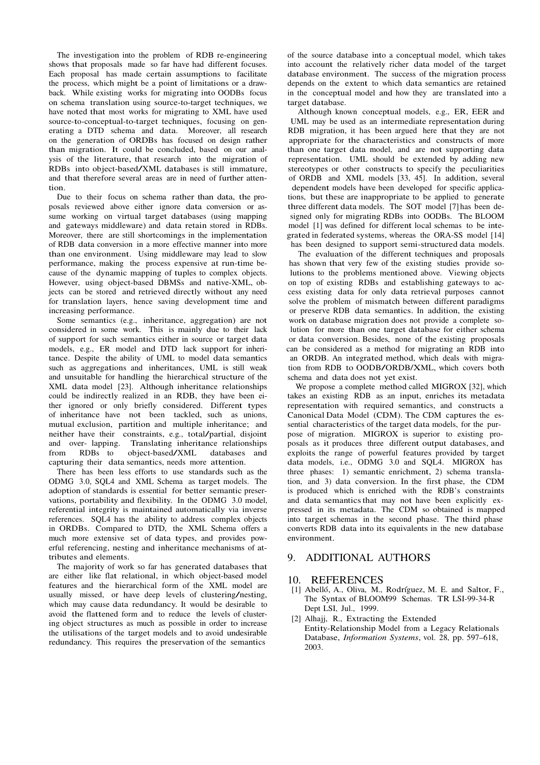The investigation into the problem of RDB re-engineering shows that proposals made so far have had different focuses. Each proposal has made certain assumptions to facilitate the process, which might be a point of limitations or a drawback. While existing works for migrating into OODBs focus on schema translation using source-to-target techniques, we have noted that most works for migrating to XML have used source-to-conceptual-to-target techniques, focusing on generating a DTD schema and data. Moreover, all research on the generation of ORDBs has focused on design rather than migration. It could be concluded, based on our analysis of the literature, that research into the migration of RDBs into object-based/XML databases is still immature, and that therefore several areas are in need of further attention.

Due to their focus on schema rather than data, the proposals reviewed above either ignore data conversion or assume working on virtual target databases (using mapping and gateways middleware) and data retain stored in RDBs. Moreover, there are still shortcomings in the implementation of RDB data conversion in a more effective manner into more than one environment. Using middleware may lead to slow performance, making the process expensive at run-time because of the dynamic mapping of tuples to complex objects. However, using object-based DBMSs and native-XML, objects can be stored and retrieved directly without any need for translation layers, hence saving development time and increasing performance.

Some semantics (e.g., inheritance, aggregation) are not considered in some work. This is mainly due to their lack of support for such semantics either in source or target data models, e.g., ER model and DTD lack support for inheritance. Despite the ability of UML to model data semantics such as aggregations and inheritances, UML is still weak and unsuitable for handling the hierarchical structure of the XML data model [23]. Although inheritance relationships could be indirectly realized in an RDB, they have been either ignored or only briefly considered. Different types of inheritance have not been tackled, such as unions, mutual exclusion, partition and multiple inheritance; and neither have their constraints, e.g., total/partial, disjoint and over- lapping. Translating inheritance relationships from RDBs to object-based/XML databases and capturing their data semantics, needs more attention.

There has been less efforts to use standards such as the ODMG 3.0, SQL4 and XML Schema as target models. The adoption of standards is essential for better semantic preservations, portability and flexibility. In the ODMG 3.0 model, referential integrity is maintained automatically via inverse references. SQL4 has the ability to address complex objects in ORDBs. Compared to DTD, the XML Schema offers a much more extensive set of data types, and provides powerful referencing, nesting and inheritance mechanisms of attributes and elements.

The majority of work so far has generated databases that are either like flat relational, in which object-based model features and the hierarchical form of the XML model are usually missed, or have deep levels of clustering/nesting, which may cause data redundancy. It would be desirable to avoid the flattened form and to reduce the levels of clustering object structures as much as possible in order to increase the utilisations of the target models and to avoid undesirable redundancy. This requires the preservation of the semantics of the source database into a conceptual model, which takes into account the relatively richer data model of the target database environment. The success of the migration process depends on the extent to which data semantics are retained in the conceptual model and how they are translated into a target database.

Although known conceptual models, e.g., ER, EER and UML may be used as an intermediate representation during RDB migration, it has been argued here that they are not appropriate for the characteristics and constructs of more than one target data model, and are not supporting data representation. UML should be extended by adding new stereotypes or other constructs to specify the peculiarities of ORDB and XML models [33, 45]. In addition, several dependent models have been developed for specific applications, but these are inappropriate to be applied to generate three different data models. The SOT model [7] has been designed only for migrating RDBs into OODBs. The BLOOM model [1] was defined for different local schemas to be integrated in federated systems, whereas the ORA-SS model [14] has been designed to support semi-structured data models.

The evaluation of the different techniques and proposals has shown that very few of the existing studies provide solutions to the problems mentioned above. Viewing objects on top of existing RDBs and establishing gateways to access existing data for only data retrieval purposes cannot solve the problem of mismatch between different paradigms or preserve RDB data semantics. In addition, the existing work on database migration does not provide a complete solution for more than one target database for either schema or data conversion. Besides, none of the existing proposals can be considered as a method for migrating an RDB into an ORDB. An integrated method, which deals with migration from RDB to OODB/ORDB/XML, which covers both schema and data does not yet exist.

We propose a complete method called MIGROX [32], which takes an existing RDB as an input, enriches its metadata representation with required semantics, and constructs a Canonical Data Model (CDM). The CDM captures the essential characteristics of the target data models, for the purpose of migration. MIGROX is superior to existing proposals as it produces three different output databases, and exploits the range of powerful features provided by target data models, i.e., ODMG 3.0 and SQL4. MIGROX has three phases: 1) semantic enrichment, 2) schema translation, and 3) data conversion. In the first phase, the CDM is produced which is enriched with the RDB's constraints and data semantics that may not have been explicitly expressed in its metadata. The CDM so obtained is mapped into target schemas in the second phase. The third phase converts RDB data into its equivalents in the new database environment.

# 9. ADDITIONAL AUTHORS

# 10. REFERENCES

[1] Abelló, A., Oliva, M., Rodríguez, M. E. and Saltor, F., The Syntax of BLOOM99 Schemas. TR LSI-99-34-R Dept LSI, Jul., 1999.

[2] Alhajj, R., Extracting the Extended Entity-Relationship Model from a Legacy Relationals Database, *Information Systems*, vol. 28, pp. 597–618, 2003.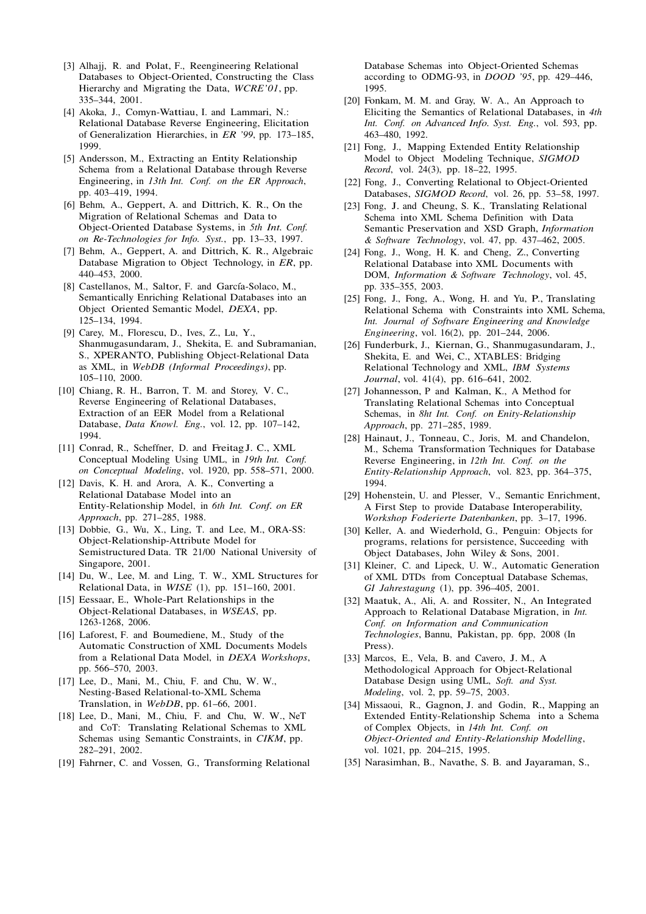[3] Alhajj, R. and Polat, F., Reengineering Relational Databases to Object-Oriented, Constructing the Class Hierarchy and Migrating the Data, *WCRE'01*, pp. 335–344, 2001.

[4] Akoka, J., Comyn-Wattiau, I. and Lammari, N.: Relational Database Reverse Engineering, Elicitation of Generalization Hierarchies, in *ER '99*, pp. 173–185, 1999.

[5] Andersson, M., Extracting an Entity Relationship Schema from a Relational Database through Reverse Engineering, in *13th Int. Conf. on the ER Approach*, pp. 403–419, 1994.

[6] Behm, A., Geppert, A. and Dittrich, K. R., On the Migration of Relational Schemas and Data to Object-Oriented Database Systems, in *5th Int. Conf. on Re-Technologies for Info. Syst.*, pp. 13–33, 1997.

[7] Behm, A., Geppert, A. and Dittrich, K. R., Algebraic Database Migration to Object Technology, in *ER*, pp. 440–453, 2000.

[8] Castellanos, M., Saltor, F. and García-Solaco, M., Semantically Enriching Relational Databases into an Object Oriented Semantic Model, *DEXA*, pp. 125–134, 1994.

[9] Carey, M., Florescu, D., Ives, Z., Lu, Y., Shanmugasundaram, J., Shekita, E. and Subramanian, S., XPERANTO, Publishing Object-Relational Data as XML, in *WebDB (Informal Proceedings)*, pp. 105–110, 2000.

[10] Chiang, R. H., Barron, T. M. and Storey, V. C., Reverse Engineering of Relational Databases, Extraction of an EER Model from a Relational Database, *Data Knowl. Eng.*, vol. 12, pp. 107–142, 1994.

[11] Conrad, R., Scheffner, D. and Freitag J. C., XML Conceptual Modeling Using UML, in *19th Int. Conf. on Conceptual Modeling*, vol. 1920, pp. 558–571, 2000.

[12] Davis, K. H. and Arora, A. K., Converting a Relational Database Model into an Entity-Relationship Model, in *6th Int. Conf. on ER Approach*, pp. 271–285, 1988.

[13] Dobbie, G., Wu, X., Ling, T. and Lee, M., ORA-SS: Object-Relationship-Attribute Model for Semistructured Data. TR 21/00 National University of Singapore, 2001.

[14] Du, W., Lee, M. and Ling, T. W., XML Structures for Relational Data, in *WISE* (1), pp. 151–160, 2001.

[15] Eessaar, E., Whole-Part Relationships in the Object-Relational Databases, in *WSEAS*, pp. 1263-1268, 2006.

[16] Laforest, F. and Boumediene, M., Study of the Automatic Construction of XML Documents Models from a Relational Data Model, in *DEXA Workshops*, pp. 566–570, 2003.

[17] Lee, D., Mani, M., Chiu, F. and Chu, W. W., Nesting-Based Relational-to-XML Schema Translation, in *WebDB*, pp. 61–66, 2001.

[18] Lee, D., Mani, M., Chiu, F. and Chu, W. W., NeT and CoT: Translating Relational Schemas to XML Schemas using Semantic Constraints, in *CIKM*, pp. 282–291, 2002.

[19] Fahrner, C. and Vossen, G., Transforming Relational Database Schemas into Object-Oriented Schemas according to ODMG-93, in *DOOD '95*, pp. 429–446, 1995.

[20] Fonkam, M. M. and Gray, W. A., An Approach to Eliciting the Semantics of Relational Databases, in *4th Int. Conf. on Advanced Info. Syst. Eng.*, vol. 593, pp. 463–480, 1992.

[21] Fong, J., Mapping Extended Entity Relationship Model to Object Modeling Technique, *SIGMOD Record*, vol. 24(3), pp. 18–22, 1995.

[22] Fong, J., Converting Relational to Object-Oriented Databases, *SIGMOD Record*, vol. 26, pp. 53–58, 1997.

[23] Fong, J. and Cheung, S. K., Translating Relational Schema into XML Schema Definition with Data Semantic Preservation and XSD Graph, *Information & Software Technology*, vol. 47, pp. 437–462, 2005.

[24] Fong, J., Wong, H. K. and Cheng, Z., Converting Relational Database into XML Documents with DOM, *Information & Software Technology*, vol. 45, pp. 335–355, 2003.

[25] Fong, J., Fong, A., Wong, H. and Yu, P., Translating Relational Schema with Constraints into XML Schema, *Int. Journal of Software Engineering and Knowledge Engineering*, vol. 16(2), pp. 201–244, 2006.

[26] Funderburk, J., Kiernan, G., Shanmugasundaram, J., Shekita, E. and Wei, C., XTABLES: Bridging Relational Technology and XML, *IBM Systems Journal*, vol. 41(4), pp. 616–641, 2002.

[27] Johannesson, P and Kalman, K., A Method for Translating Relational Schemas into Conceptual Schemas, in *8ht Int. Conf. on Enity-Relationship Approach*, pp. 271–285, 1989.

[28] Hainaut, J., Tonneau, C., Joris, M. and Chandelon, M., Schema Transformation Techniques for Database Reverse Engineering, in *12th Int. Conf. on the Entity-Relationship Approach*, vol. 823, pp. 364–375, 1994.

[29] Hohenstein, U. and Plesser, V., Semantic Enrichment, A First Step to provide Database Interoperability, *Workshop Foderierte Datenbanken*, pp. 3–17, 1996.

[30] Keller, A. and Wiederhold, G., Penguin: Objects for programs, relations for persistence, Succeeding with Object Databases, John Wiley & Sons, 2001.

[31] Kleiner, C. and Lipeck, U. W., Automatic Generation of XML DTDs from Conceptual Database Schemas, *GI Jahrestagung* (1), pp. 396–405, 2001.

[32] Maatuk, A., Ali, A. and Rossiter, N., An Integrated Approach to Relational Database Migration, in *Int. Conf. on Information and Communication Technologies*, Bannu, Pakistan, pp. 6pp, 2008 (In Press).

[33] Marcos, E., Vela, B. and Cavero, J. M., A Methodological Approach for Object-Relational Database Design using UML, *Soft. and Syst. Modeling*, vol. 2, pp. 59–75, 2003.

[34] Missaoui, R., Gagnon, J. and Godin, R., Mapping an Extended Entity-Relationship Schema into a Schema of Complex Objects, in *14th Int. Conf. on Object-Oriented and Entity-Relationship Modelling*, vol. 1021, pp. 204–215, 1995.

[35] Narasimhan, B., Navathe, S. B. and Jayaraman, S.,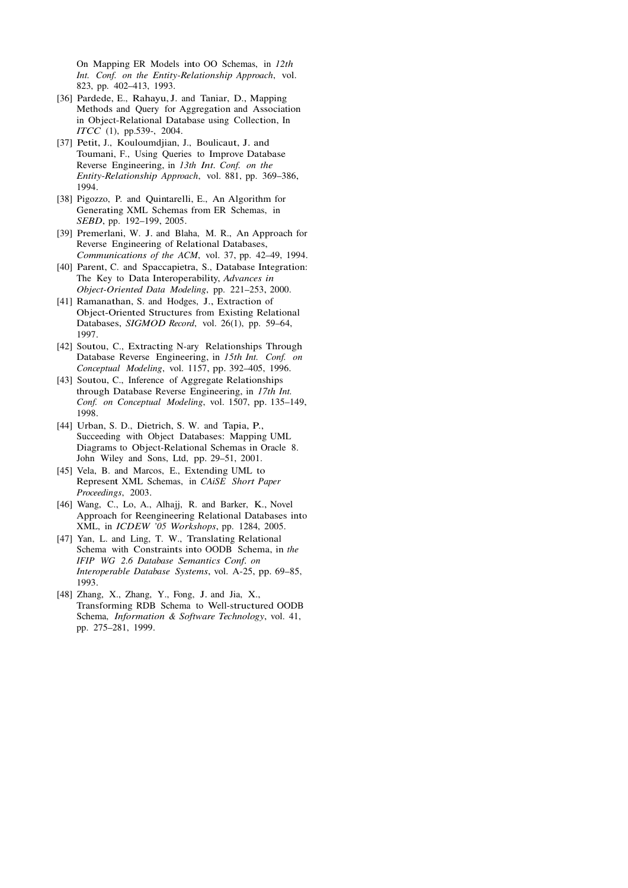On Mapping ER Models into OO Schemas, in *12th Int. Conf. on the Entity-Relationship Approach*, vol. 823, pp. 402–413, 1993.

[36] Pardede, E., Rahayu, J. and Taniar, D., Mapping Methods and Query for Aggregation and Association in Object-Relational Database using Collection, In *ITCC* (1), pp.539-, 2004.

[37] Petit, J., Kouloumdjian, J., Boulicaut, J. and Toumani, F., Using Queries to Improve Database Reverse Engineering, in *13th Int. Conf. on the Entity-Relationship Approach*, vol. 881, pp. 369–386, 1994.

[38] Pigozzo, P. and Quintarelli, E., An Algorithm for Generating XML Schemas from ER Schemas, in *SEBD*, pp. 192–199, 2005.

[39] Premerlani, W. J. and Blaha, M. R., An Approach for Reverse Engineering of Relational Databases, *Communications of the ACM*, vol. 37, pp. 42–49, 1994.

[40] Parent, C. and Spaccapietra, S., Database Integration: The Key to Data Interoperability, *Advances in Object-Oriented Data Modeling*, pp. 221–253, 2000.

[41] Ramanathan, S. and Hodges, J., Extraction of Object-Oriented Structures from Existing Relational Databases, *SIGMOD Record*, vol. 26(1), pp. 59–64, 1997.

[42] Soutou, C., Extracting N-ary Relationships Through Database Reverse Engineering, in *15th Int. Conf. on Conceptual Modeling*, vol. 1157, pp. 392–405, 1996.

[43] Soutou, C., Inference of Aggregate Relationships through Database Reverse Engineering, in *17th Int. Conf. on Conceptual Modeling*, vol. 1507, pp. 135–149, 1998.

[44] Urban, S. D., Dietrich, S. W. and Tapia, P., Succeeding with Object Databases: Mapping UML Diagrams to Object-Relational Schemas in Oracle 8. John Wiley and Sons, Ltd, pp. 29–51, 2001.

[45] Vela, B. and Marcos, E., Extending UML to Represent XML Schemas, in *CAiSE Short Paper Proceedings*, 2003.

[46] Wang, C., Lo, A., Alhajj, R. and Barker, K., Novel Approach for Reengineering Relational Databases into XML, in *ICDEW '05 Workshops*, pp. 1284, 2005.

[47] Yan, L. and Ling, T. W., Translating Relational Schema with Constraints into OODB Schema, in *the IFIP WG 2.6 Database Semantics Conf. on Interoperable Database Systems*, vol. A-25, pp. 69–85, 1993.

[48] Zhang, X., Zhang, Y., Fong, J. and Jia, X., Transforming RDB Schema to Well-structured OODB Schema, *Information & Software Technology*, vol. 41, pp. 275–281, 1999.